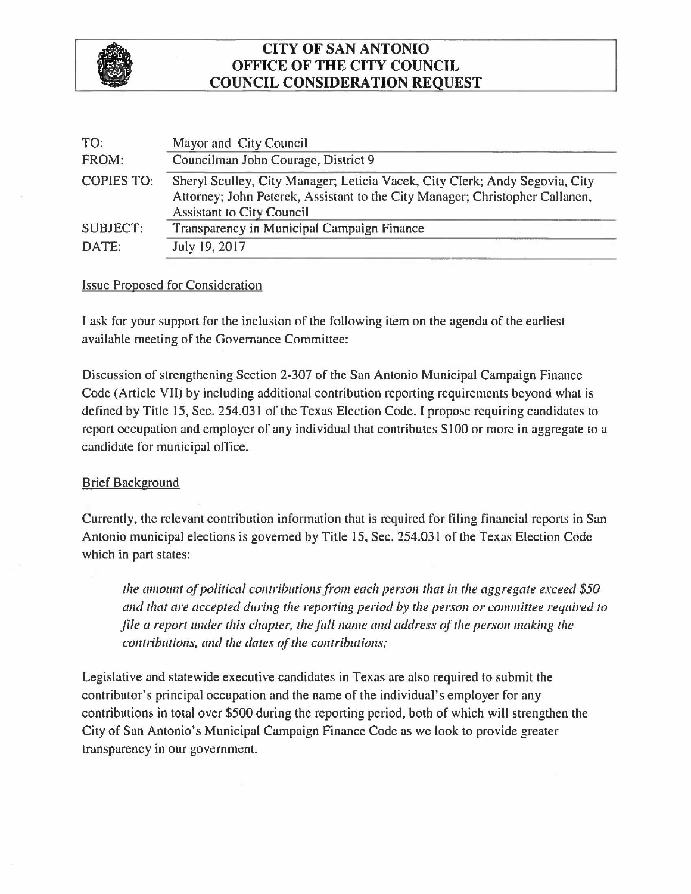# CITY OF SAN ANTONIO
# OFFICE OF THE CITY COUNCIL
# COUNCIL CONSIDERATION REQUEST

| | |
|---|---|
| TO: | Mayor and City Council |
| FROM: | Councilman John Courage, District 9 |
| COPIES TO: | Sheryl Sculley, City Manager; Leticia Vacek, City Clerk; Andy Segovia, City Attorney; John Peterek, Assistant to the City Manager; Christopher Callanen, Assistant to City Council |
| SUBJECT: | Transparency in Municipal Campaign Finance |
| DATE: | July 19, 2017 |

## Issue Proposed for Consideration

I ask for your support for the inclusion of the following item on the agenda of the earliest available meeting of the Governance Committee:

Discussion of strengthening Section 2-307 of the San Antonio Municipal Campaign Finance Code (Article VII) by including additional contribution reporting requirements beyond what is defined by Title 15, Sec. 254.031 of the Texas Election Code. I propose requiring candidates to report occupation and employer of any individual that contributes $100 or more in aggregate to a candidate for municipal office.

## Brief Background

Currently, the relevant contribution information that is required for filing financial reports in San Antonio municipal elections is governed by Title 15, Sec. 254.031 of the Texas Election Code which in part states:

> *the amount of political contributions from each person that in the aggregate exceed $50 and that are accepted during the reporting period by the person or committee required to file a report under this chapter, the full name and address of the person making the contributions, and the dates of the contributions;*

Legislative and statewide executive candidates in Texas are also required to submit the contributor's principal occupation and the name of the individual's employer for any contributions in total over $500 during the reporting period, both of which will strengthen the City of San Antonio's Municipal Campaign Finance Code as we look to provide greater transparency in our government.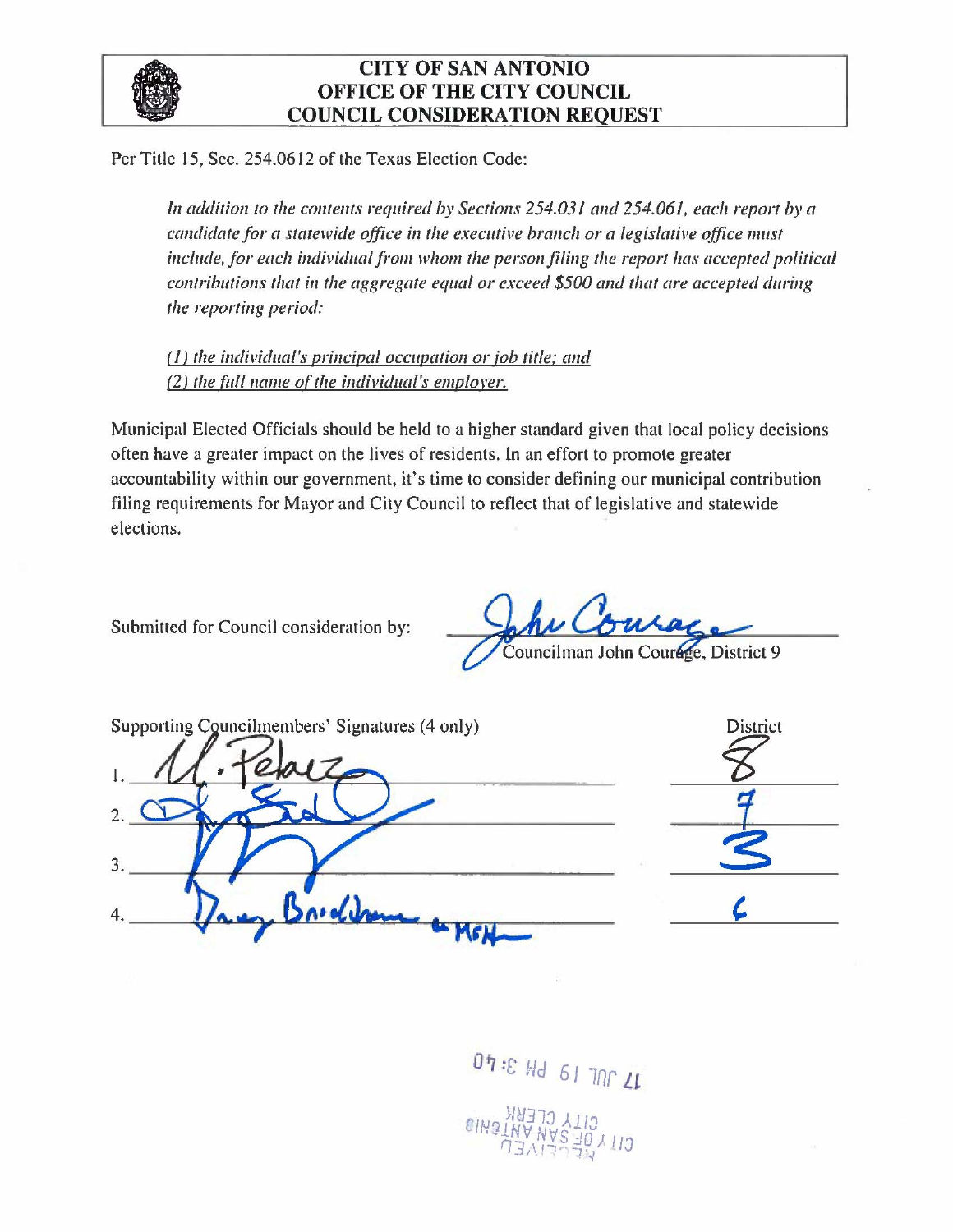# CITY OF SAN ANTONIO
## OFFICE OF THE CITY COUNCIL
## COUNCIL CONSIDERATION REQUEST

Per Title 15, Sec. 254.0612 of the Texas Election Code:

> *In addition to the contents required by Sections 254.031 and 254.061, each report by a candidate for a statewide office in the executive branch or a legislative office must include, for each individual from whom the person filing the report has accepted political contributions that in the aggregate equal or exceed $500 and that are accepted during the reporting period:*
>
> *(1) the individual's principal occupation or job title; and*
> *(2) the full name of the individual's employer.*

Municipal Elected Officials should be held to a higher standard given that local policy decisions often have a greater impact on the lives of residents. In an effort to promote greater accountability within our government, it's time to consider defining our municipal contribution filing requirements for Mayor and City Council to reflect that of legislative and statewide elections.

Submitted for Council consideration by: John Courage
Councilman John Courage, District 9

| Supporting Councilmembers' Signatures (4 only) | District |
| --- | --- |
| 1. M. Pelaez | 8 |
| 2. | 7 |
| 3. | 3 |
| 4. Davey Bro... | 6 |

17 JUL 19 PM 3:40
CITY CLERK
CITY OF SAN ANTONIO
RECEIVED